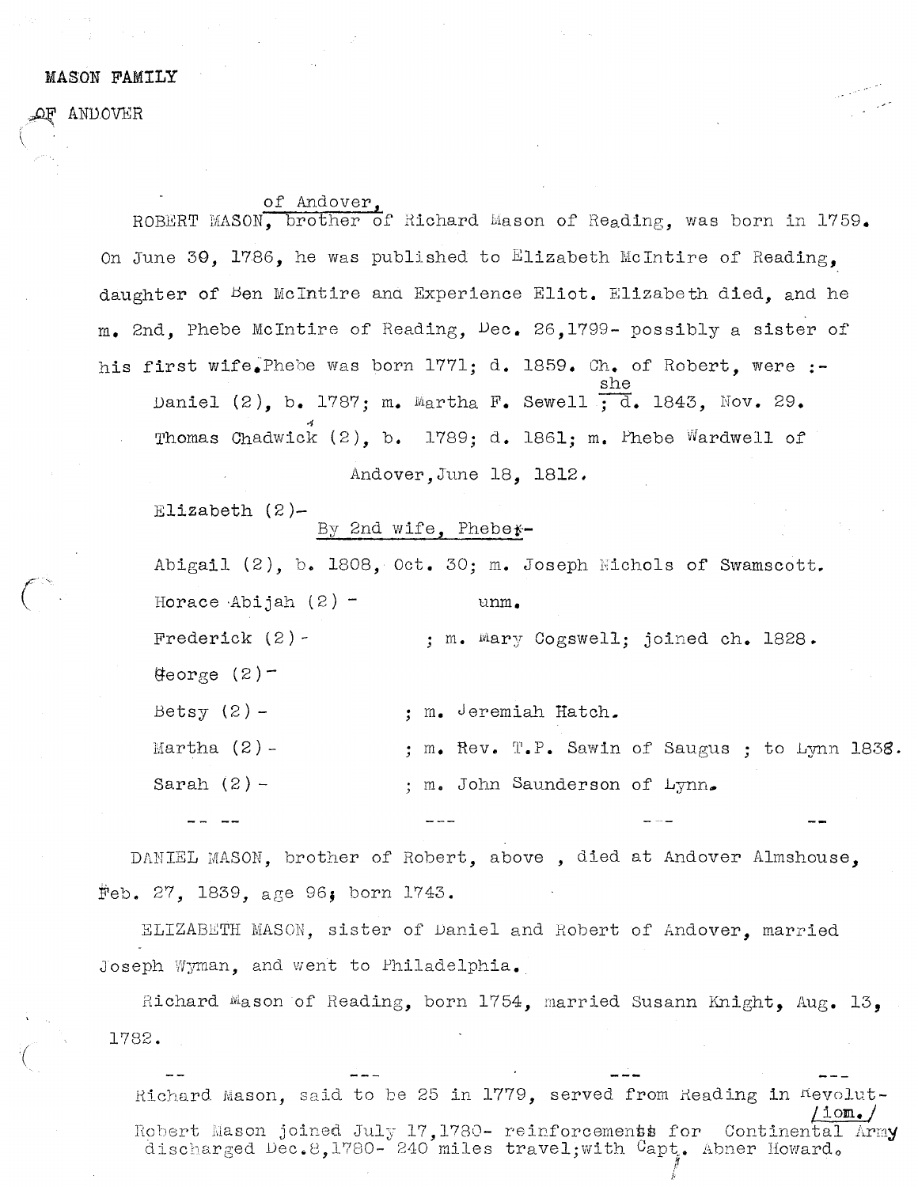MASON FAMILY

OF ANDOVER

ROBERT MASON, of Andover, brother of Richard Mason of Reading, was born in 1759. On June 30, 1786, he was published to Elizabeth McIntire of Reading, daughter of Ben McIntire and Experience Eliot. Elizabeth died, and he m. 2nd, Phebe McIntire of Reading, Dec. 26,1799- possibly a sister of his first wife. Phebe was born 1771; d. 1859. Ch. of Robert, were :-

Daniel (2), b. 1787; m. Martha F. Sewell ; she d. 1843, Nov. 29.

Thomas Chadwick (2), b. 1789; d. 1861; m. Phebe Wardwell of Andover, June 18, 1812.

Elizabeth (2)-

By 2nd wife, Phebe-

Abigail (2), b. 1808, Oct. 30; m. Joseph Nichols of Swamscott.

Horace Abijah (2) - unm.

Frederick (2) - ; m. Mary Cogswell; joined ch. 1828.

George (2)-

Betsy (2) - ; m. Jeremiah Hatch.

Martha (2) - ; m. Rev. T.P. Sawin of Saugus ; to Lynn 1838.

Sarah (2) - ; m. John Saunderson of Lynn.

-- -- --- --- --

DANIEL MASON, brother of Robert, above , died at Andover Almshouse, Feb. 27, 1839, age 96; born 1743.

ELIZABETH MASON, sister of Daniel and Robert of Andover, married Joseph Wyman, and went to Philadelphia.

Richard Mason of Reading, born 1754, married Susann Knight, Aug. 13, 1782.

-- --- --- ---

Richard Mason, said to be 25 in 1779, served from Reading in Revolution.

Robert Mason joined July 17,1780- reinforcements for Continental Army discharged Dec.8,1780- 240 miles travel; with Capt. Abner Howard.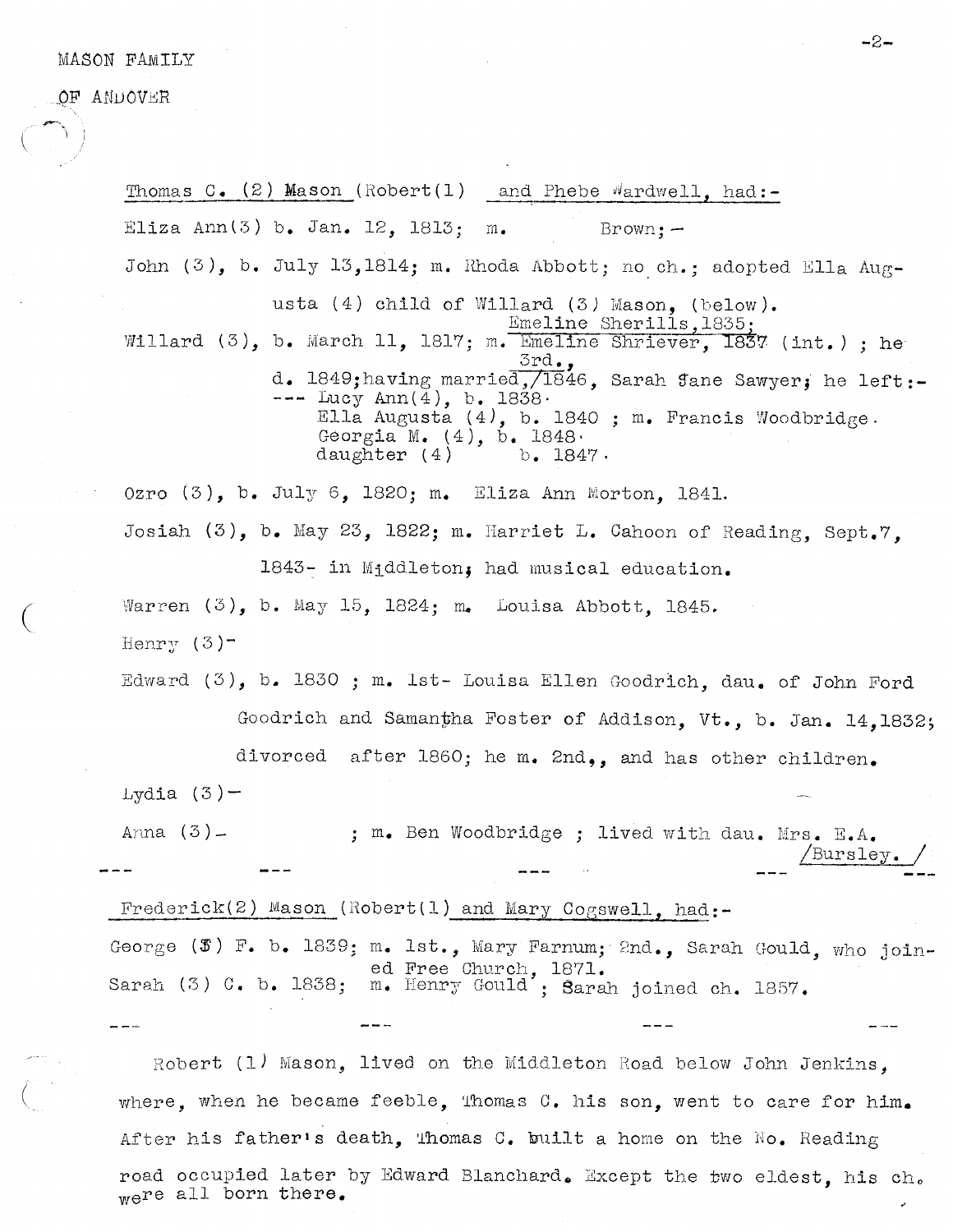MASON FAMILY

OF ANDOVER

Thomas C. (2) Mason (Robert(1) and Phebe Wardwell, had:-

Eliza Ann(3) b. Jan. 12, 1813; m. Brown; -

John (3), b. July 13,1814; m. Rhoda Abbott; no ch.; adopted Ella Augusta (4) child of Willard (3) Mason, (below).

Willard (3), b. March 11, 1817; m. ~~Emeline Shriever, 1837~~ Emeline Sherills,1835; (int.) ; he d. 1849;having married 3rd.,/1846, Sarah Jane Sawyer; he left:-
--- Lucy Ann(4), b. 1838.
Ella Augusta (4), b. 1840 ; m. Francis Woodbridge.
Georgia M. (4), b. 1848.
daughter (4) b. 1847.

Ozro (3), b. July 6, 1820; m. Eliza Ann Morton, 1841.

Josiah (3), b. May 23, 1822; m. Harriet L. Cahoon of Reading, Sept.7, 1843- in Middleton; had musical education.

Warren (3), b. May 15, 1824; m. Louisa Abbott, 1845.

Henry (3)-

Edward (3), b. 1830 ; m. 1st- Louisa Ellen Goodrich, dau. of John Ford Goodrich and Samantha Foster of Addison, Vt., b. Jan. 14,1832; divorced after 1860; he m. 2nd,, and has other children.

Lydia (3)-

Anna (3)- ; m. Ben Woodbridge ; lived with dau. Mrs. E.A. /Bursley. /

--- --- --- --- ---

Frederick(2) Mason (Robert(1) and Mary Cogswell, had:-

George (3) F. b. 1839; m. 1st., Mary Farnum; 2nd., Sarah Gould, who joined Free Church, 1871.

Sarah (3) C. b. 1838; m. Henry Gould ; Sarah joined ch. 1857.

--- --- --- ---

Robert (1) Mason, lived on the Middleton Road below John Jenkins, where, when he became feeble, Thomas C. his son, went to care for him. After his father's death, Thomas C. built a home on the No. Reading road occupied later by Edward Blanchard. Except the two eldest, his ch. were all born there.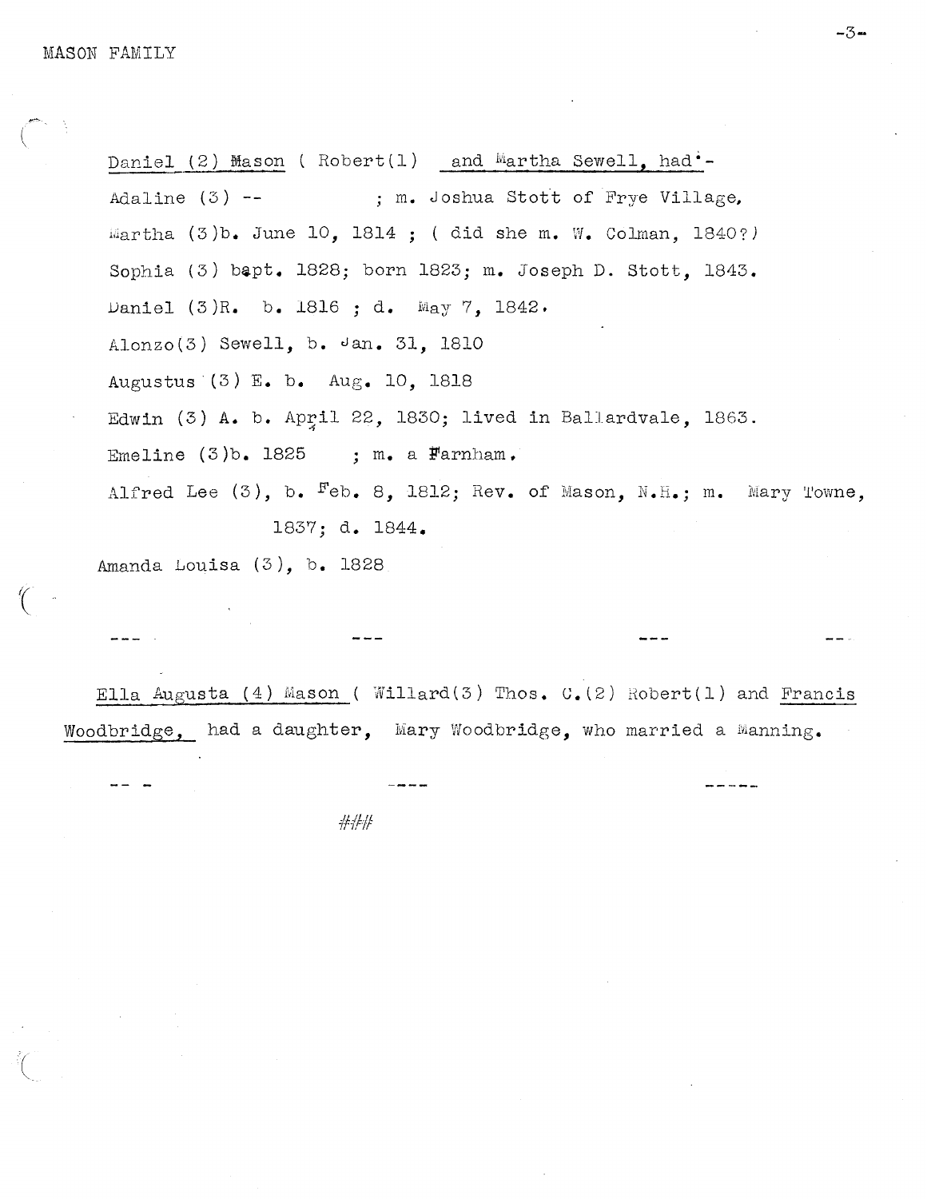Daniel (2) Mason ( Robert(1)  and Martha Sewell, had -

Adaline (3) --            ; m. Joshua Stott of Frye Village,

Martha (3)b. June 10, 1814 ; ( did she m. W. Colman, 1840?)

Sophia (3) bapt. 1828; born 1823; m. Joseph D. Stott, 1843.

Daniel (3)R.  b. 1816 ; d.  May 7, 1842.

Alonzo(3) Sewell, b. Jan. 31, 1810

Augustus (3) E. b.  Aug. 10, 1818

Edwin (3) A. b. April 22, 1830; lived in Ballardvale, 1863.

Emeline (3)b. 1825    ; m. a Farnham.

Alfred Lee (3), b. Feb. 8, 1812; Rev. of Mason, N.H.; m.  Mary Towne, 1837; d. 1844.

Amanda Louisa (3), b. 1828

--- --- --- ---

Ella Augusta (4) Mason ( Willard(3) Thos. C.(2) Robert(1) and Francis Woodbridge, had a daughter, Mary Woodbridge, who married a Manning.

-- - ---- -----

###